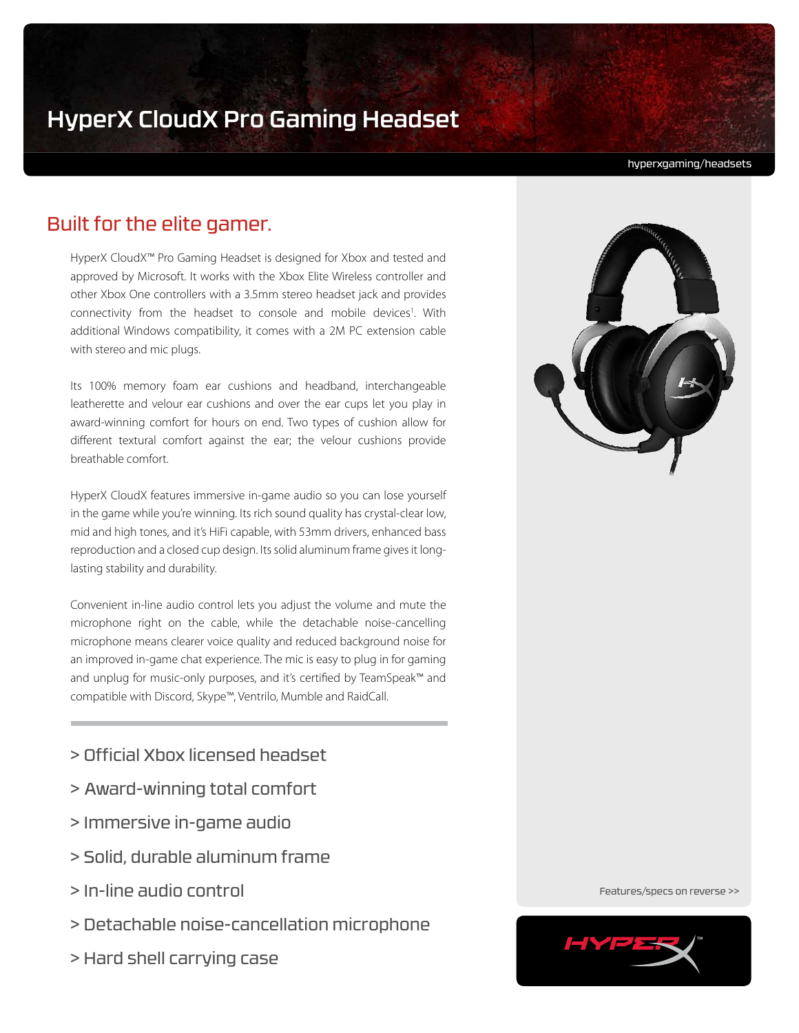# HyperX CloudX Pro Gaming Headset

hyperxgaming/headsets

## Built for the elite gamer.

HyperX CloudX™ Pro Gaming Headset is designed for Xbox and tested and approved by Microsoft. It works with the Xbox Elite Wireless controller and other Xbox One controllers with a 3.5mm stereo headset jack and provides connectivity from the headset to console and mobile devices[1]. With additional Windows compatibility, it comes with a 2M PC extension cable with stereo and mic plugs.

Its 100% memory foam ear cushions and headband, interchangeable leatherette and velour ear cushions and over the ear cups let you play in award-winning comfort for hours on end. Two types of cushion allow for different textural comfort against the ear; the velour cushions provide breathable comfort.

HyperX CloudX features immersive in-game audio so you can lose yourself in the game while you're winning. Its rich sound quality has crystal-clear low, mid and high tones, and it's HiFi capable, with 53mm drivers, enhanced bass reproduction and a closed cup design. Its solid aluminum frame gives it long-lasting stability and durability.

Convenient in-line audio control lets you adjust the volume and mute the microphone right on the cable, while the detachable noise-cancelling microphone means clearer voice quality and reduced background noise for an improved in-game chat experience. The mic is easy to plug in for gaming and unplug for music-only purposes, and it's certified by TeamSpeak™ and compatible with Discord, Skype™, Ventrilo, Mumble and RaidCall.

> Official Xbox licensed headset

> Award-winning total comfort

> Immersive in-game audio

> Solid, durable aluminum frame

> In-line audio control

> Detachable noise-cancellation microphone

> Hard shell carrying case

Features/specs on reverse >>

HYPERX™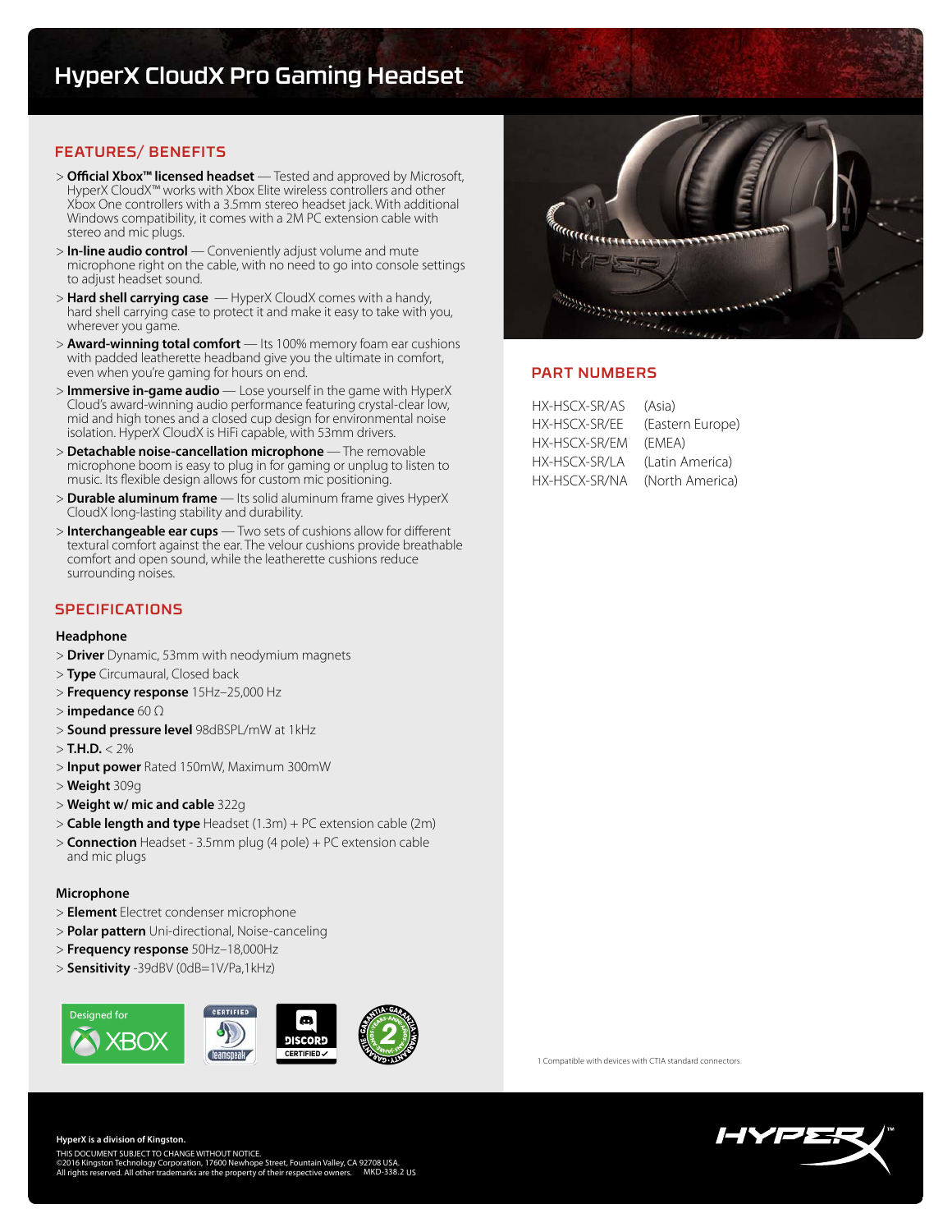# HyperX CloudX Pro Gaming Headset

## FEATURES/ BENEFITS

- **Official Xbox™ licensed headset** — Tested and approved by Microsoft, HyperX CloudX™ works with Xbox Elite wireless controllers and other Xbox One controllers with a 3.5mm stereo headset jack. With additional Windows compatibility, it comes with a 2M PC extension cable with stereo and mic plugs.
- **In-line audio control** — Conveniently adjust volume and mute microphone right on the cable, with no need to go into console settings to adjust headset sound.
- **Hard shell carrying case** — HyperX CloudX comes with a handy, hard shell carrying case to protect it and make it easy to take with you, wherever you game.
- **Award-winning total comfort** — Its 100% memory foam ear cushions with padded leatherette headband give you the ultimate in comfort, even when you're gaming for hours on end.
- **Immersive in-game audio** — Lose yourself in the game with HyperX Cloud's award-winning audio performance featuring crystal-clear low, mid and high tones and a closed cup design for environmental noise isolation. HyperX CloudX is HiFi capable, with 53mm drivers.
- **Detachable noise-cancellation microphone** — The removable microphone boom is easy to plug in for gaming or unplug to listen to music. Its flexible design allows for custom mic positioning.
- **Durable aluminum frame** — Its solid aluminum frame gives HyperX CloudX long-lasting stability and durability.
- **Interchangeable ear cups** — Two sets of cushions allow for different textural comfort against the ear. The velour cushions provide breathable comfort and open sound, while the leatherette cushions reduce surrounding noises.

## SPECIFICATIONS

### Headphone

- **Driver** Dynamic, 53mm with neodymium magnets
- **Type** Circumaural, Closed back
- **Frequency response** 15Hz–25,000 Hz
- **impedance** 60 Ω
- **Sound pressure level** 98dBSPL/mW at 1kHz
- **T.H.D.** < 2%
- **Input power** Rated 150mW, Maximum 300mW
- **Weight** 309g
- **Weight w/ mic and cable** 322g
- **Cable length and type** Headset (1.3m) + PC extension cable (2m)
- **Connection** Headset - 3.5mm plug (4 pole) + PC extension cable and mic plugs

### Microphone

- **Element** Electret condenser microphone
- **Polar pattern** Uni-directional, Noise-canceling
- **Frequency response** 50Hz–18,000Hz
- **Sensitivity** -39dBV (0dB=1V/Pa,1kHz)

Designed for XBOX

## PART NUMBERS

| | |
|---|---|
| HX-HSCX-SR/AS | (Asia) |
| HX-HSCX-SR/EE | (Eastern Europe) |
| HX-HSCX-SR/EM | (EMEA) |
| HX-HSCX-SR/LA | (Latin America) |
| HX-HSCX-SR/NA | (North America) |

1 Compatible with devices with CTIA standard connectors.

**HyperX is a division of Kingston.**

THIS DOCUMENT SUBJECT TO CHANGE WITHOUT NOTICE.
©2016 Kingston Technology Corporation, 17600 Newhope Street, Fountain Valley, CA 92708 USA.
All rights reserved. All other trademarks are the property of their respective owners. MKD-338.2 US